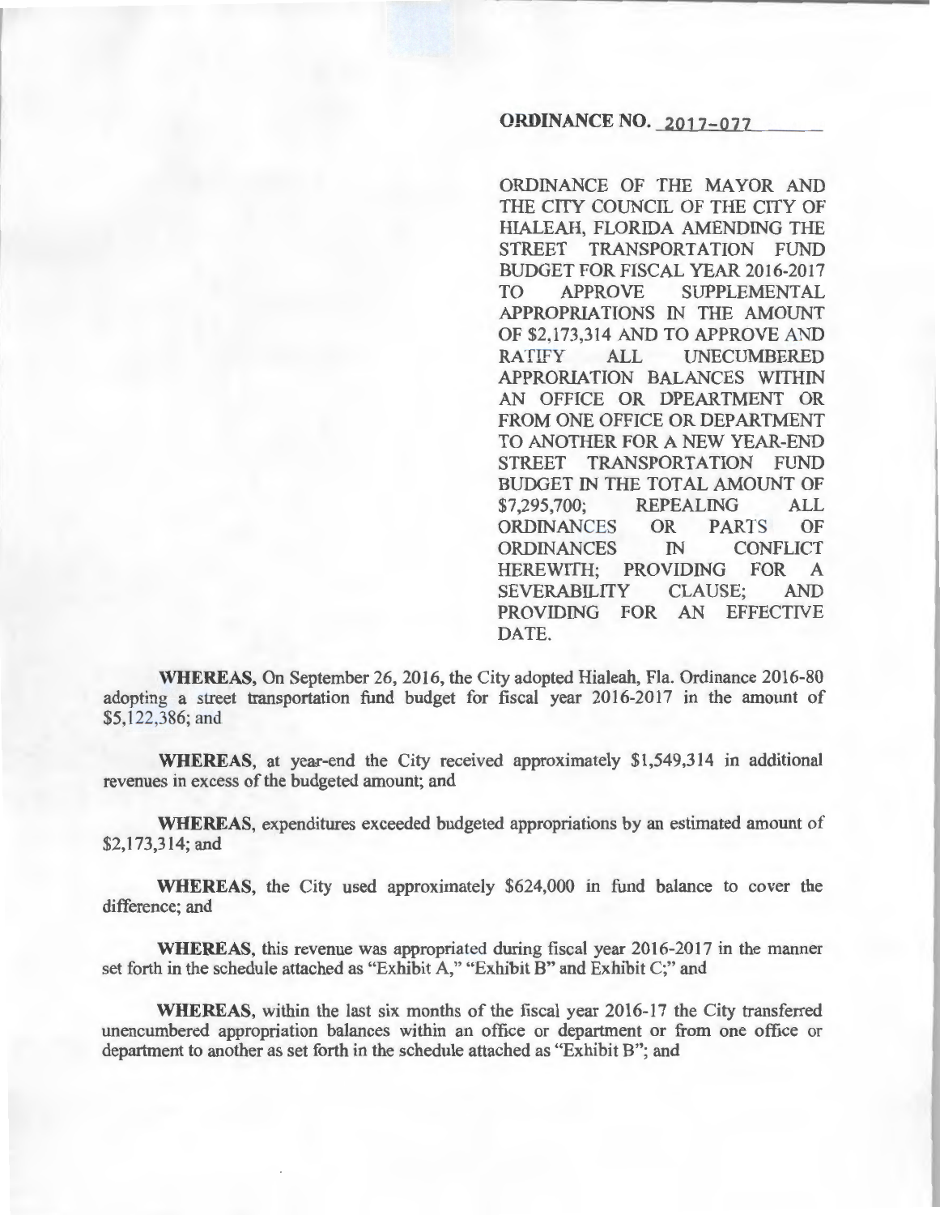**ORDINANCE NO. 2017-077**

ORDINANCE OF THE MAYOR AND THE CITY COUNCIL OF THE CITY OF HIALEAH, FLORIDA AMENDING THE STREET TRANSPORTATION FUND BUDGET FOR FISCAL YEAR 2016-2017 TO APPROVE SUPPLEMENTAL APPROPRIATIONS IN THE AMOUNT OF $2,173,314 AND TO APPROVE AND RATIFY ALL UNECUMBERED APPRORIATION BALANCES WITHIN AN OFFICE OR DPEARTMENT OR FROM ONE OFFICE OR DEPARTMENT TO ANOTHER FOR A NEW YEAR-END STREET TRANSPORTATION FUND BUDGET IN THE TOTAL AMOUNT OF $7,295,700; REPEALING ALL ORDINANCES OR PARTS OF ORDINANCES IN CONFLICT HEREWITH; PROVIDING FOR A SEVERABILITY CLAUSE; AND PROVIDING FOR AN EFFECTIVE DATE.

**WHEREAS,** On September 26, 2016, the City adopted Hialeah, Fla. Ordinance 2016-80 adopting a street transportation fund budget for fiscal year 2016-2017 in the amount of $5,122,386; and

**WHEREAS,** at year-end the City received approximately $1,549,314 in additional revenues in excess of the budgeted amount; and

**WHEREAS,** expenditures exceeded budgeted appropriations by an estimated amount of $2,173,314; and

**WHEREAS,** the City used approximately $624,000 in fund balance to cover the difference; and

**WHEREAS,** this revenue was appropriated during fiscal year 2016-2017 in the manner set forth in the schedule attached as "Exhibit A," "Exhibit B" and Exhibit C;" and

**WHEREAS,** within the last six months of the fiscal year 2016-17 the City transferred unencumbered appropriation balances within an office or department or from one office or department to another as set forth in the schedule attached as "Exhibit B"; and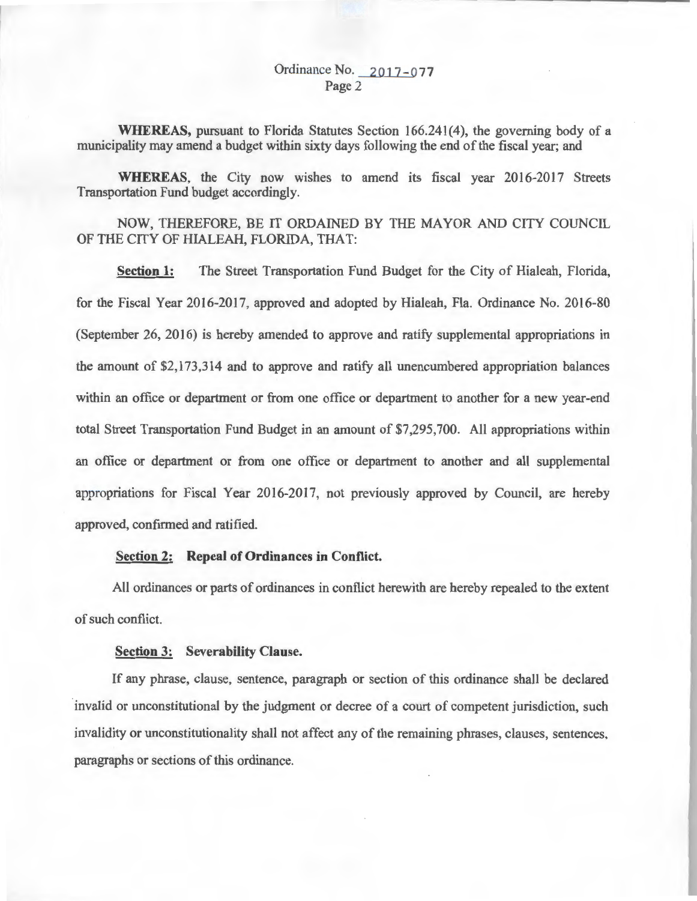**WHEREAS,** pursuant to Florida Statutes Section 166.241(4), the governing body of a municipality may amend a budget within sixty days following the end of the fiscal year; and

**WHEREAS**, the City now wishes to amend its fiscal year 2016-2017 Streets Transportation Fund budget accordingly.

NOW, THEREFORE, BE IT ORDAINED BY THE MAYOR AND CITY COUNCIL OF THE CITY OF HIALEAH, FLORIDA, THAT:

**Section 1:** The Street Transportation Fund Budget for the City of Hialeah, Florida, for the Fiscal Year 2016-2017, approved and adopted by Hialeah, Fla. Ordinance No. 2016-80 (September 26, 2016) is hereby amended to approve and ratify supplemental appropriations in the amount of $2,173,314 and to approve and ratify all unencumbered appropriation balances within an office or department or from one office or department to another for a new year-end total Street Transportation Fund Budget in an amount of $7,295,700. All appropriations within an office or department or from one office or department to another and all supplemental appropriations for Fiscal Year 2016-2017, not previously approved by Council, are hereby approved, confirmed and ratified.

**Section 2: Repeal of Ordinances in Conflict.**

All ordinances or parts of ordinances in conflict herewith are hereby repealed to the extent of such conflict.

**Section 3: Severability Clause.**

If any phrase, clause, sentence, paragraph or section of this ordinance shall be declared invalid or unconstitutional by the judgment or decree of a court of competent jurisdiction, such invalidity or unconstitutionality shall not affect any of the remaining phrases, clauses, sentences, paragraphs or sections of this ordinance.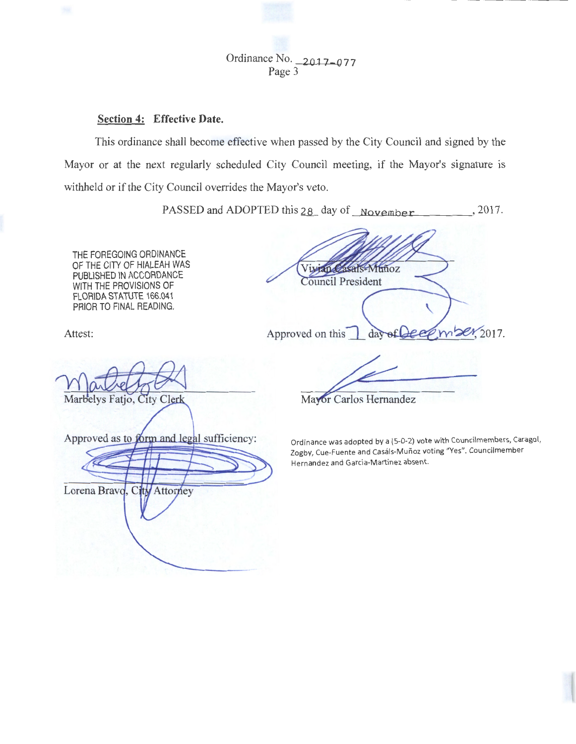Ordinance No. 2017-077

**Section 4: Effective Date.**

This ordinance shall become effective when passed by the City Council and signed by the Mayor or at the next regularly scheduled City Council meeting, if the Mayor's signature is withheld or if the City Council overrides the Mayor's veto.

PASSED and ADOPTED this 28 day of November, 2017.

THE FOREGOING ORDINANCE OF THE CITY OF HIALEAH WAS PUBLISHED IN ACCORDANCE WITH THE PROVISIONS OF FLORIDA STATUTE 166.041 PRIOR TO FINAL READING.

Vivian Casals-Muñoz
Council President

Attest:

Approved on this 7 day of December, 2017.

Marbelys Fatjo, City Clerk

Mayor Carlos Hernandez

Approved as to form and legal sufficiency:

Lorena Bravo, City Attorney

Ordinance was adopted by a (5-0-2) vote with Councilmembers, Caragol, Zogby, Cue-Fuente and Casáls-Muñoz voting "Yes". Councilmember Hernandez and Garcia-Martinez absent.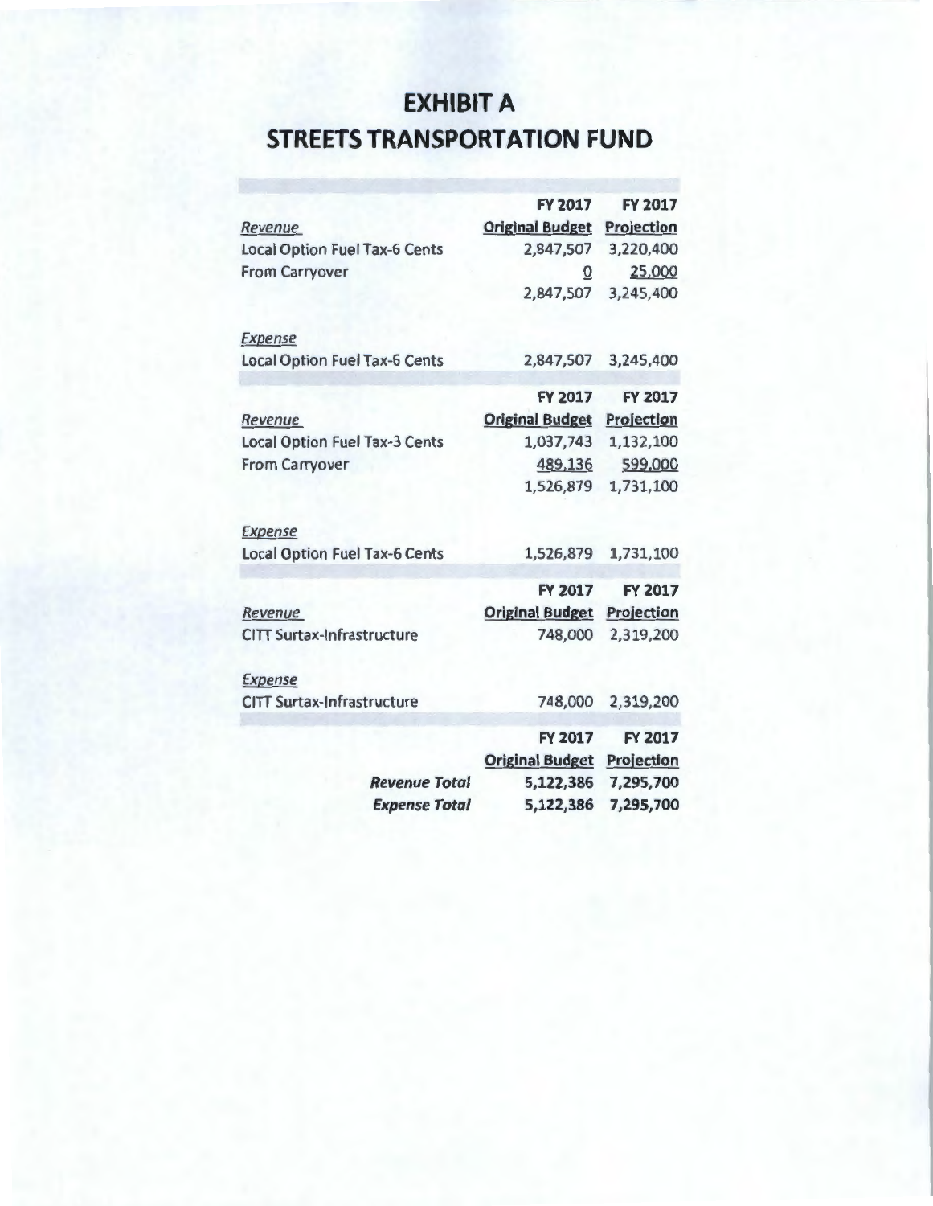# EXHIBIT A

# STREETS TRANSPORTATION FUND

| | FY 2017 Original Budget | FY 2017 Projection |
|---|---|---|
| *Revenue* | | |
| Local Option Fuel Tax-6 Cents | 2,847,507 | 3,220,400 |
| From Carryover | 0 | 25,000 |
| | 2,847,507 | 3,245,400 |
| *Expense* | | |
| Local Option Fuel Tax-6 Cents | 2,847,507 | 3,245,400 |

| | FY 2017 Original Budget | FY 2017 Projection |
|---|---|---|
| *Revenue* | | |
| Local Option Fuel Tax-3 Cents | 1,037,743 | 1,132,100 |
| From Carryover | 489,136 | 599,000 |
| | 1,526,879 | 1,731,100 |
| *Expense* | | |
| Local Option Fuel Tax-6 Cents | 1,526,879 | 1,731,100 |

| | FY 2017 Original Budget | FY 2017 Projection |
|---|---|---|
| *Revenue* | | |
| CITT Surtax-Infrastructure | 748,000 | 2,319,200 |
| *Expense* | | |
| CITT Surtax-Infrastructure | 748,000 | 2,319,200 |

| | FY 2017 Original Budget | FY 2017 Projection |
|---|---|---|
| ***Revenue Total*** | **5,122,386** | **7,295,700** |
| ***Expense Total*** | **5,122,386** | **7,295,700** |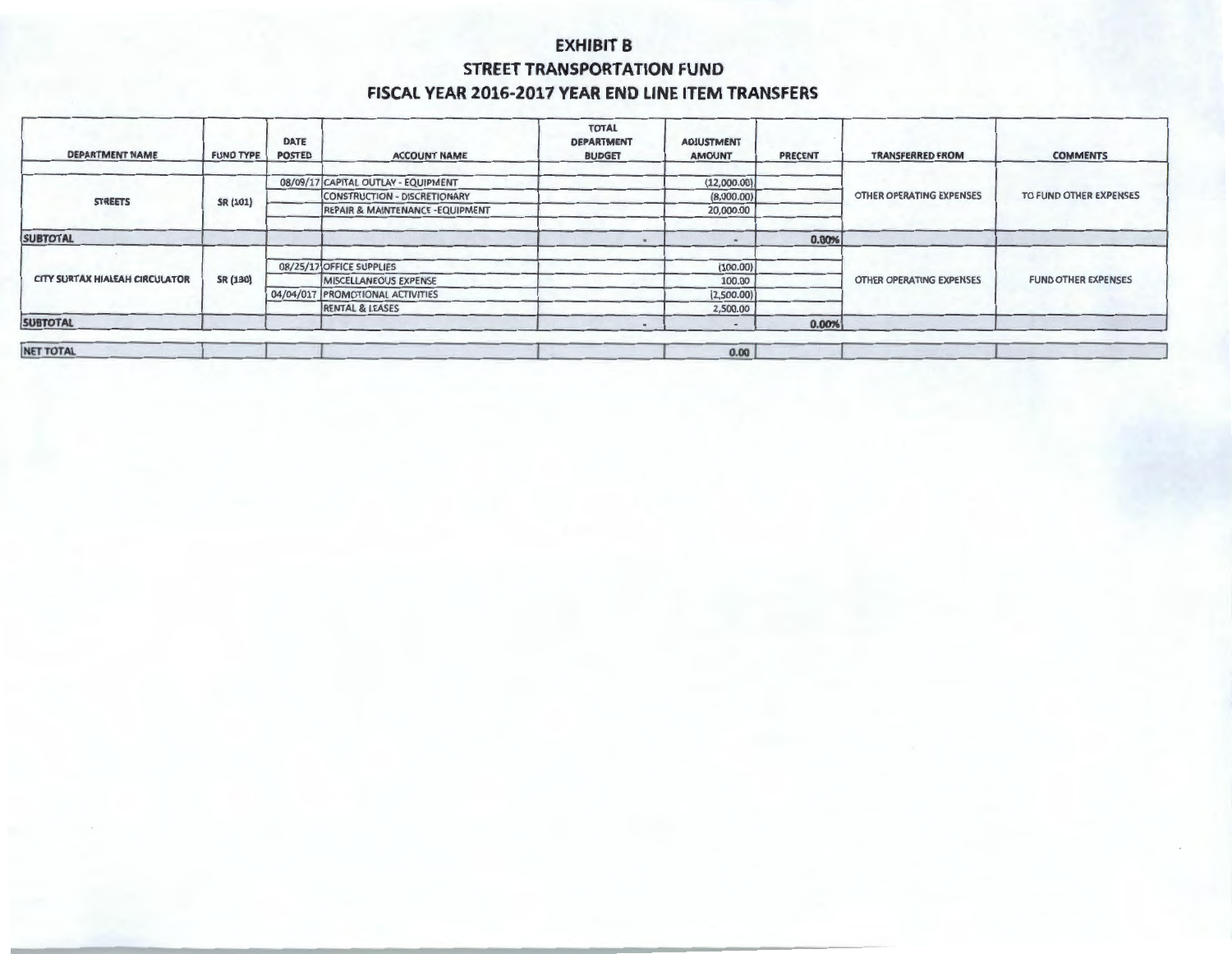# EXHIBIT B
## STREET TRANSPORTATION FUND
## FISCAL YEAR 2016-2017 YEAR END LINE ITEM TRANSFERS

| DEPARTMENT NAME | FUND TYPE | DATE POSTED | ACCOUNT NAME | TOTAL DEPARTMENT BUDGET | ADJUSTMENT AMOUNT | PRECENT | TRANSFERRED FROM | COMMENTS |
|---|---|---|---|---|---|---|---|---|
| STREETS | SR (101) | 08/09/17 | CAPITAL OUTLAY - EQUIPMENT | | (12,000.00) | | OTHER OPERATING EXPENSES | TO FUND OTHER EXPENSES |
| | | | CONSTRUCTION - DISCRETIONARY | | (8,000.00) | | | |
| | | | REPAIR & MAINTENANCE -EQUIPMENT | | 20,000.00 | | | |
| SUBTOTAL | | | | - | - | 0.00% | | |
| CITY SURTAX HIALEAH CIRCULATOR | SR (130) | 08/25/17 | OFFICE SUPPLIES | | (100.00) | | OTHER OPERATING EXPENSES | FUND OTHER EXPENSES |
| | | | MISCELLANEOUS EXPENSE | | 100.00 | | | |
| | | 04/04/017 | PROMOTIONAL ACTIVITIES | | (2,500.00) | | | |
| | | | RENTAL & LEASES | | 2,500.00 | | | |
| SUBTOTAL | | | | - | - | 0.00% | | |
| NET TOTAL | | | | | 0.00 | | | |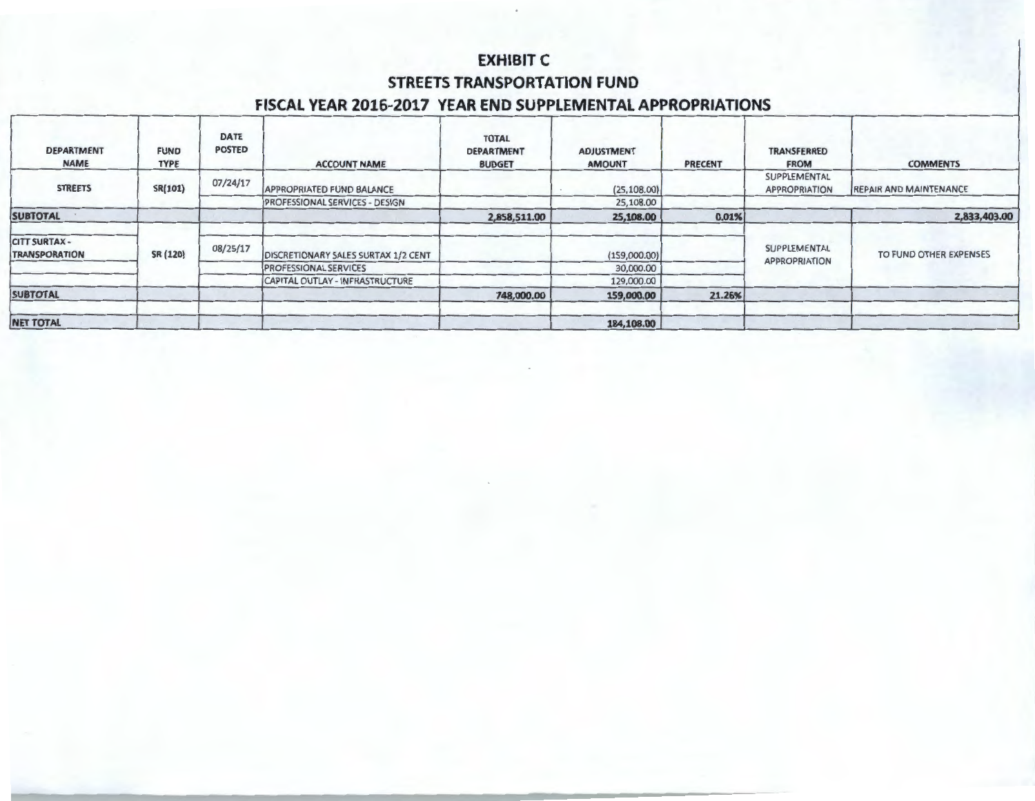# EXHIBIT C
## STREETS TRANSPORTATION FUND
## FISCAL YEAR 2016-2017 YEAR END SUPPLEMENTAL APPROPRIATIONS

| DEPARTMENT NAME | FUND TYPE | DATE POSTED | ACCOUNT NAME | TOTAL DEPARTMENT BUDGET | ADJUSTMENT AMOUNT | PRECENT | TRANSFERRED FROM | COMMENTS |
|---|---|---|---|---|---|---|---|---|
| STREETS | SR(101) | 07/24/17 | APPROPRIATED FUND BALANCE | | (25,108.00) | | SUPPLEMENTAL APPROPRIATION | REPAIR AND MAINTENANCE |
| | | | PROFESSIONAL SERVICES - DESIGN | | 25,108.00 | | | |
| **SUBTOTAL** | | | | **2,858,511.00** | **25,108.00** | **0.01%** | | **2,833,403.00** |
| | | | | | | | | |
| CITT SURTAX - TRANSPORATION | SR (120) | 08/25/17 | DISCRETIONARY SALES SURTAX 1/2 CENT | | (159,000.00) | | SUPPLEMENTAL APPROPRIATION | TO FUND OTHER EXPENSES |
| | | | PROFESSIONAL SERVICES | | 30,000.00 | | | |
| | | | CAPITAL OUTLAY - INFRASTRUCTURE | | 129,000.00 | | | |
| **SUBTOTAL** | | | | **748,000.00** | **159,000.00** | **21.26%** | | |
| | | | | | | | | |
| **NET TOTAL** | | | | | **184,108.00** | | | |